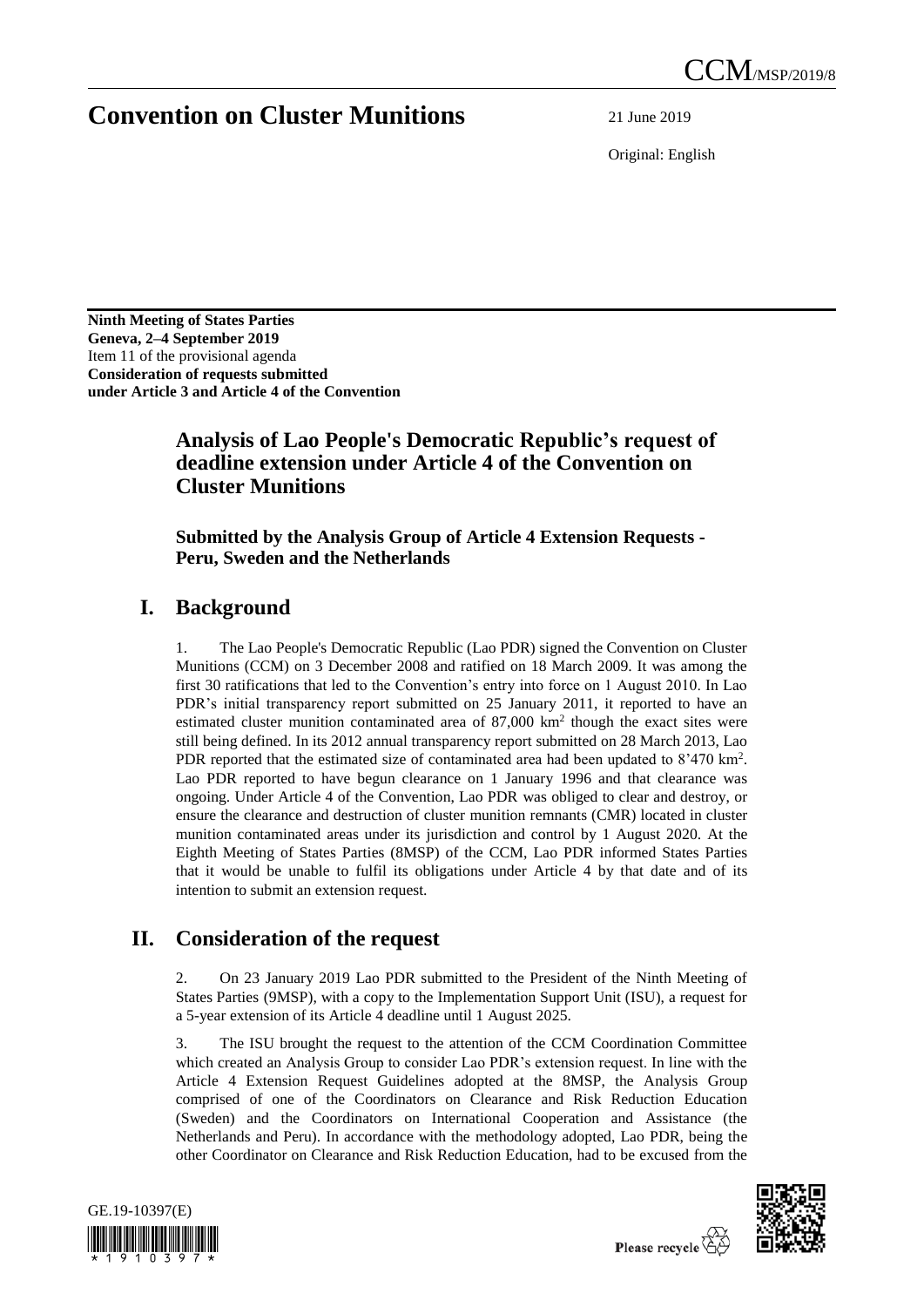# Convention on Cluster Munitions

CCM/MSP/2019/8

21 June 2019

Original: English

**Ninth Meeting of States Parties**
**Geneva, 2–4 September 2019**
Item 11 of the provisional agenda
**Consideration of requests submitted under Article 3 and Article 4 of the Convention**

## Analysis of Lao People's Democratic Republic's request of deadline extension under Article 4 of the Convention on Cluster Munitions

### Submitted by the Analysis Group of Article 4 Extension Requests - Peru, Sweden and the Netherlands

## I. Background

1. The Lao People's Democratic Republic (Lao PDR) signed the Convention on Cluster Munitions (CCM) on 3 December 2008 and ratified on 18 March 2009. It was among the first 30 ratifications that led to the Convention's entry into force on 1 August 2010. In Lao PDR's initial transparency report submitted on 25 January 2011, it reported to have an estimated cluster munition contaminated area of 87,000 km$^2$ though the exact sites were still being defined. In its 2012 annual transparency report submitted on 28 March 2013, Lao PDR reported that the estimated size of contaminated area had been updated to 8'470 km$^2$. Lao PDR reported to have begun clearance on 1 January 1996 and that clearance was ongoing. Under Article 4 of the Convention, Lao PDR was obliged to clear and destroy, or ensure the clearance and destruction of cluster munition remnants (CMR) located in cluster munition contaminated areas under its jurisdiction and control by 1 August 2020. At the Eighth Meeting of States Parties (8MSP) of the CCM, Lao PDR informed States Parties that it would be unable to fulfil its obligations under Article 4 by that date and of its intention to submit an extension request.

## II. Consideration of the request

2. On 23 January 2019 Lao PDR submitted to the President of the Ninth Meeting of States Parties (9MSP), with a copy to the Implementation Support Unit (ISU), a request for a 5-year extension of its Article 4 deadline until 1 August 2025.

3. The ISU brought the request to the attention of the CCM Coordination Committee which created an Analysis Group to consider Lao PDR's extension request. In line with the Article 4 Extension Request Guidelines adopted at the 8MSP, the Analysis Group comprised of one of the Coordinators on Clearance and Risk Reduction Education (Sweden) and the Coordinators on International Cooperation and Assistance (the Netherlands and Peru). In accordance with the methodology adopted, Lao PDR, being the other Coordinator on Clearance and Risk Reduction Education, had to be excused from the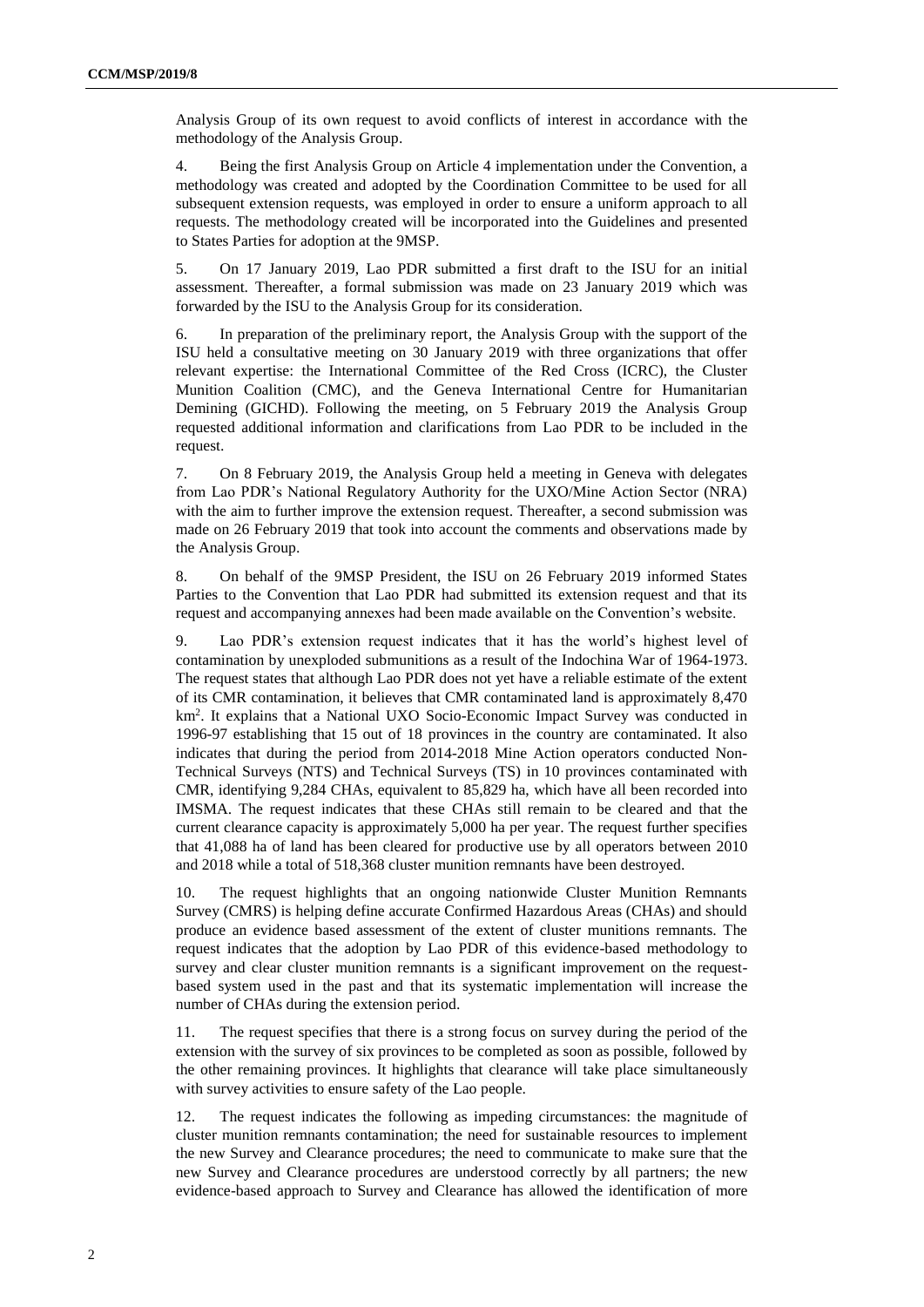Analysis Group of its own request to avoid conflicts of interest in accordance with the methodology of the Analysis Group.

4. Being the first Analysis Group on Article 4 implementation under the Convention, a methodology was created and adopted by the Coordination Committee to be used for all subsequent extension requests, was employed in order to ensure a uniform approach to all requests. The methodology created will be incorporated into the Guidelines and presented to States Parties for adoption at the 9MSP.

5. On 17 January 2019, Lao PDR submitted a first draft to the ISU for an initial assessment. Thereafter, a formal submission was made on 23 January 2019 which was forwarded by the ISU to the Analysis Group for its consideration.

6. In preparation of the preliminary report, the Analysis Group with the support of the ISU held a consultative meeting on 30 January 2019 with three organizations that offer relevant expertise: the International Committee of the Red Cross (ICRC), the Cluster Munition Coalition (CMC), and the Geneva International Centre for Humanitarian Demining (GICHD). Following the meeting, on 5 February 2019 the Analysis Group requested additional information and clarifications from Lao PDR to be included in the request.

7. On 8 February 2019, the Analysis Group held a meeting in Geneva with delegates from Lao PDR's National Regulatory Authority for the UXO/Mine Action Sector (NRA) with the aim to further improve the extension request. Thereafter, a second submission was made on 26 February 2019 that took into account the comments and observations made by the Analysis Group.

8. On behalf of the 9MSP President, the ISU on 26 February 2019 informed States Parties to the Convention that Lao PDR had submitted its extension request and that its request and accompanying annexes had been made available on the Convention's website.

9. Lao PDR's extension request indicates that it has the world's highest level of contamination by unexploded submunitions as a result of the Indochina War of 1964-1973. The request states that although Lao PDR does not yet have a reliable estimate of the extent of its CMR contamination, it believes that CMR contaminated land is approximately 8,470 km$^2$. It explains that a National UXO Socio-Economic Impact Survey was conducted in 1996-97 establishing that 15 out of 18 provinces in the country are contaminated. It also indicates that during the period from 2014-2018 Mine Action operators conducted Non-Technical Surveys (NTS) and Technical Surveys (TS) in 10 provinces contaminated with CMR, identifying 9,284 CHAs, equivalent to 85,829 ha, which have all been recorded into IMSMA. The request indicates that these CHAs still remain to be cleared and that the current clearance capacity is approximately 5,000 ha per year. The request further specifies that 41,088 ha of land has been cleared for productive use by all operators between 2010 and 2018 while a total of 518,368 cluster munition remnants have been destroyed.

10. The request highlights that an ongoing nationwide Cluster Munition Remnants Survey (CMRS) is helping define accurate Confirmed Hazardous Areas (CHAs) and should produce an evidence based assessment of the extent of cluster munitions remnants. The request indicates that the adoption by Lao PDR of this evidence-based methodology to survey and clear cluster munition remnants is a significant improvement on the request-based system used in the past and that its systematic implementation will increase the number of CHAs during the extension period.

11. The request specifies that there is a strong focus on survey during the period of the extension with the survey of six provinces to be completed as soon as possible, followed by the other remaining provinces. It highlights that clearance will take place simultaneously with survey activities to ensure safety of the Lao people.

12. The request indicates the following as impeding circumstances: the magnitude of cluster munition remnants contamination; the need for sustainable resources to implement the new Survey and Clearance procedures; the need to communicate to make sure that the new Survey and Clearance procedures are understood correctly by all partners; the new evidence-based approach to Survey and Clearance has allowed the identification of more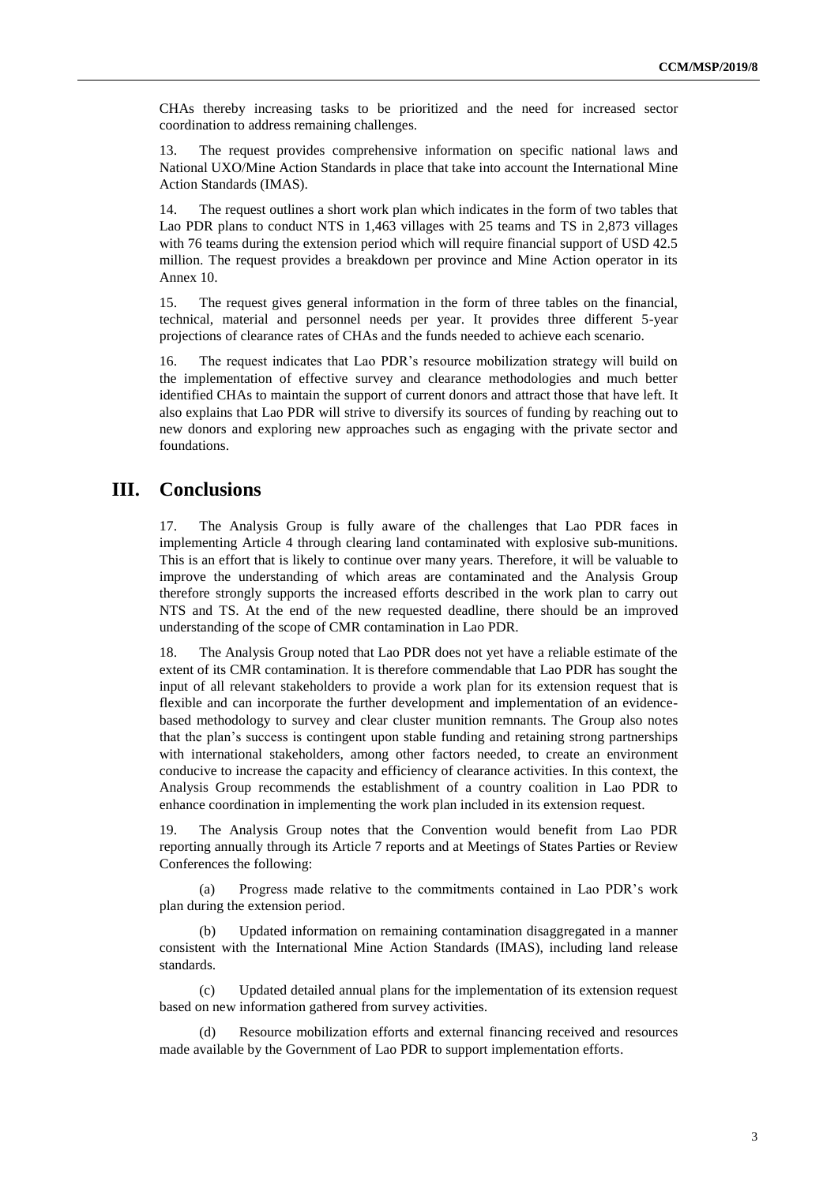CHAs thereby increasing tasks to be prioritized and the need for increased sector coordination to address remaining challenges.

13. The request provides comprehensive information on specific national laws and National UXO/Mine Action Standards in place that take into account the International Mine Action Standards (IMAS).

14. The request outlines a short work plan which indicates in the form of two tables that Lao PDR plans to conduct NTS in 1,463 villages with 25 teams and TS in 2,873 villages with 76 teams during the extension period which will require financial support of USD 42.5 million. The request provides a breakdown per province and Mine Action operator in its Annex 10.

15. The request gives general information in the form of three tables on the financial, technical, material and personnel needs per year. It provides three different 5-year projections of clearance rates of CHAs and the funds needed to achieve each scenario.

16. The request indicates that Lao PDR's resource mobilization strategy will build on the implementation of effective survey and clearance methodologies and much better identified CHAs to maintain the support of current donors and attract those that have left. It also explains that Lao PDR will strive to diversify its sources of funding by reaching out to new donors and exploring new approaches such as engaging with the private sector and foundations.

## III. Conclusions

17. The Analysis Group is fully aware of the challenges that Lao PDR faces in implementing Article 4 through clearing land contaminated with explosive sub-munitions. This is an effort that is likely to continue over many years. Therefore, it will be valuable to improve the understanding of which areas are contaminated and the Analysis Group therefore strongly supports the increased efforts described in the work plan to carry out NTS and TS. At the end of the new requested deadline, there should be an improved understanding of the scope of CMR contamination in Lao PDR.

18. The Analysis Group noted that Lao PDR does not yet have a reliable estimate of the extent of its CMR contamination. It is therefore commendable that Lao PDR has sought the input of all relevant stakeholders to provide a work plan for its extension request that is flexible and can incorporate the further development and implementation of an evidence-based methodology to survey and clear cluster munition remnants. The Group also notes that the plan's success is contingent upon stable funding and retaining strong partnerships with international stakeholders, among other factors needed, to create an environment conducive to increase the capacity and efficiency of clearance activities. In this context, the Analysis Group recommends the establishment of a country coalition in Lao PDR to enhance coordination in implementing the work plan included in its extension request.

19. The Analysis Group notes that the Convention would benefit from Lao PDR reporting annually through its Article 7 reports and at Meetings of States Parties or Review Conferences the following:

(a) Progress made relative to the commitments contained in Lao PDR's work plan during the extension period.

(b) Updated information on remaining contamination disaggregated in a manner consistent with the International Mine Action Standards (IMAS), including land release standards.

(c) Updated detailed annual plans for the implementation of its extension request based on new information gathered from survey activities.

(d) Resource mobilization efforts and external financing received and resources made available by the Government of Lao PDR to support implementation efforts.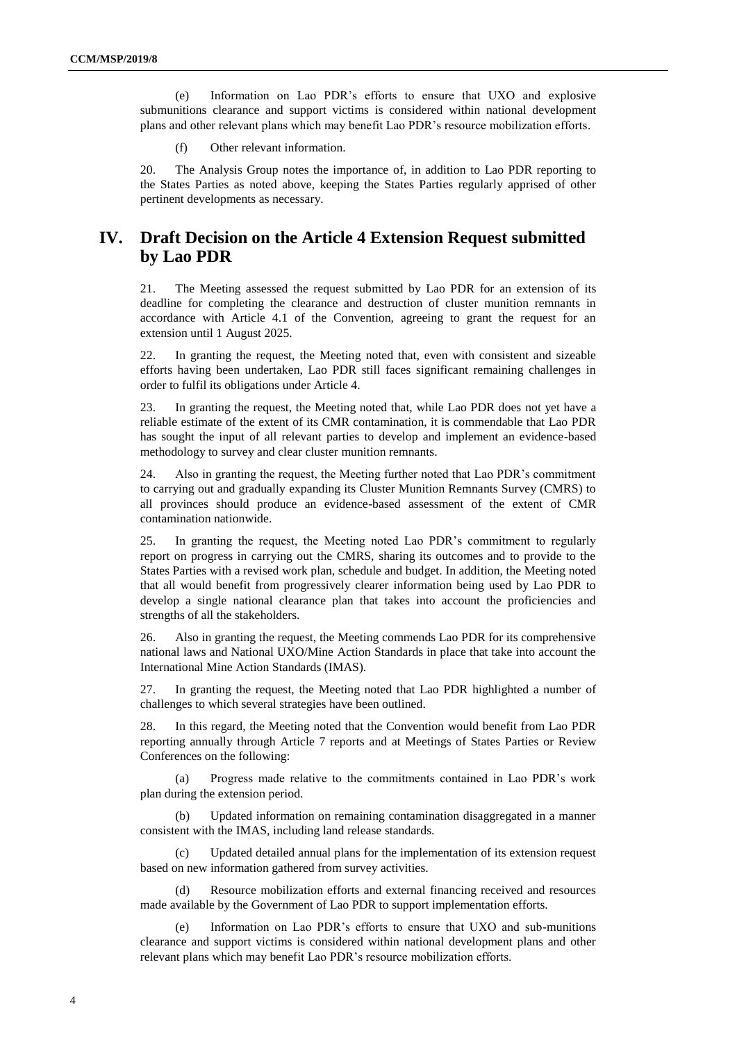(e) Information on Lao PDR's efforts to ensure that UXO and explosive submunitions clearance and support victims is considered within national development plans and other relevant plans which may benefit Lao PDR's resource mobilization efforts.

(f) Other relevant information.

20. The Analysis Group notes the importance of, in addition to Lao PDR reporting to the States Parties as noted above, keeping the States Parties regularly apprised of other pertinent developments as necessary.

## IV. Draft Decision on the Article 4 Extension Request submitted by Lao PDR

21. The Meeting assessed the request submitted by Lao PDR for an extension of its deadline for completing the clearance and destruction of cluster munition remnants in accordance with Article 4.1 of the Convention, agreeing to grant the request for an extension until 1 August 2025.

22. In granting the request, the Meeting noted that, even with consistent and sizeable efforts having been undertaken, Lao PDR still faces significant remaining challenges in order to fulfil its obligations under Article 4.

23. In granting the request, the Meeting noted that, while Lao PDR does not yet have a reliable estimate of the extent of its CMR contamination, it is commendable that Lao PDR has sought the input of all relevant parties to develop and implement an evidence-based methodology to survey and clear cluster munition remnants.

24. Also in granting the request, the Meeting further noted that Lao PDR's commitment to carrying out and gradually expanding its Cluster Munition Remnants Survey (CMRS) to all provinces should produce an evidence-based assessment of the extent of CMR contamination nationwide.

25. In granting the request, the Meeting noted Lao PDR's commitment to regularly report on progress in carrying out the CMRS, sharing its outcomes and to provide to the States Parties with a revised work plan, schedule and budget. In addition, the Meeting noted that all would benefit from progressively clearer information being used by Lao PDR to develop a single national clearance plan that takes into account the proficiencies and strengths of all the stakeholders.

26. Also in granting the request, the Meeting commends Lao PDR for its comprehensive national laws and National UXO/Mine Action Standards in place that take into account the International Mine Action Standards (IMAS).

27. In granting the request, the Meeting noted that Lao PDR highlighted a number of challenges to which several strategies have been outlined.

28. In this regard, the Meeting noted that the Convention would benefit from Lao PDR reporting annually through Article 7 reports and at Meetings of States Parties or Review Conferences on the following:

(a) Progress made relative to the commitments contained in Lao PDR's work plan during the extension period.

(b) Updated information on remaining contamination disaggregated in a manner consistent with the IMAS, including land release standards.

(c) Updated detailed annual plans for the implementation of its extension request based on new information gathered from survey activities.

(d) Resource mobilization efforts and external financing received and resources made available by the Government of Lao PDR to support implementation efforts.

(e) Information on Lao PDR's efforts to ensure that UXO and sub-munitions clearance and support victims is considered within national development plans and other relevant plans which may benefit Lao PDR's resource mobilization efforts.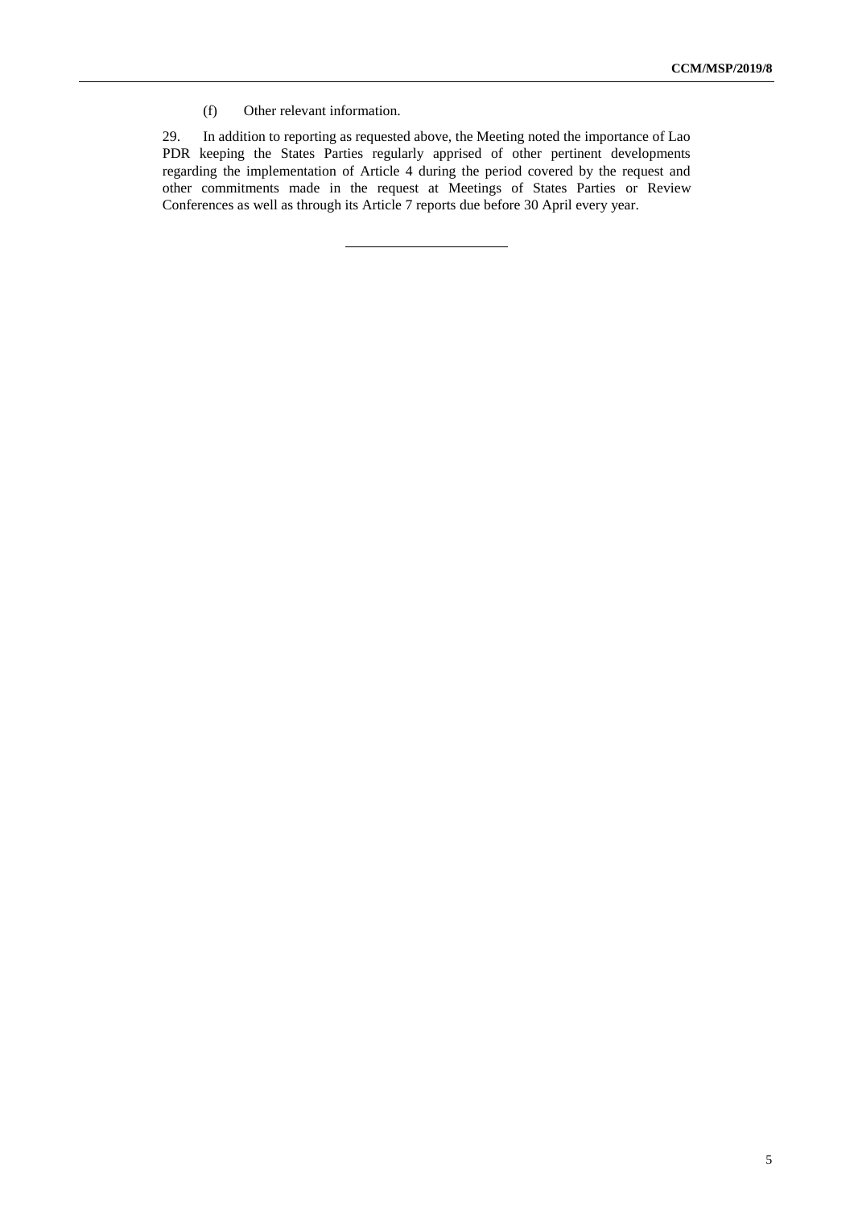(f) Other relevant information.

29. In addition to reporting as requested above, the Meeting noted the importance of Lao PDR keeping the States Parties regularly apprised of other pertinent developments regarding the implementation of Article 4 during the period covered by the request and other commitments made in the request at Meetings of States Parties or Review Conferences as well as through its Article 7 reports due before 30 April every year.